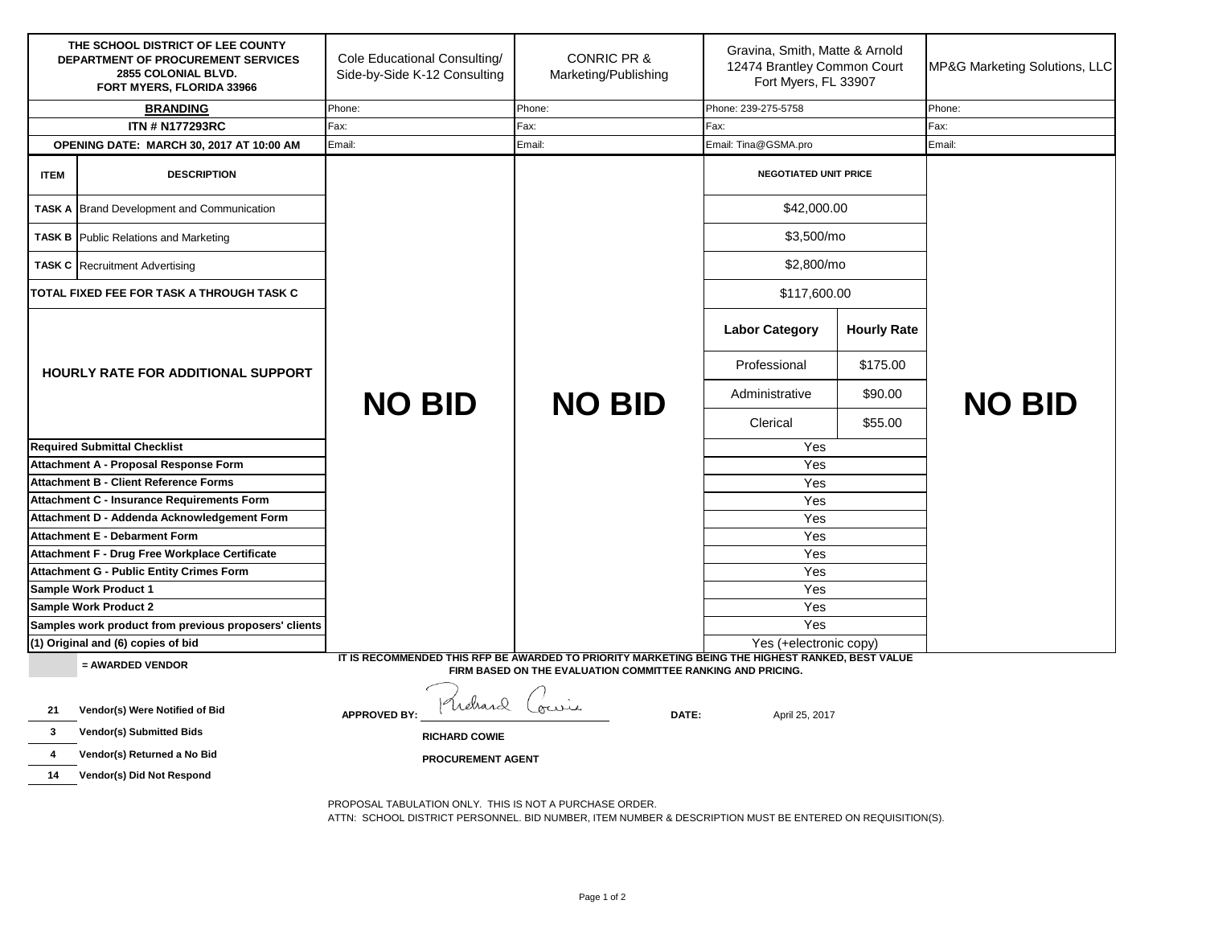| THE SCHOOL DISTRICT OF LEE COUNTY<br>DEPARTMENT OF PROCUREMENT SERVICES<br>2855 COLONIAL BLVD.<br>FORT MYERS, FLORIDA 33966 | | Cole Educational Consulting/ Side-by-Side K-12 Consulting | CONRIC PR & Marketing/Publishing | Gravina, Smith, Matte & Arnold<br>12474 Brantley Common Court<br>Fort Myers, FL 33907 | | MP&G Marketing Solutions, LLC |
|---|---|---|---|---|---|---|
| **BRANDING** | | Phone: | Phone: | Phone: 239-275-5758 | | Phone: |
| **ITN # N177293RC** | | Fax: | Fax: | Fax: | | Fax: |
| **OPENING DATE: MARCH 30, 2017 AT 10:00 AM** | | Email: | Email: | Email: Tina@GSMA.pro | | Email: |
| **ITEM** | **DESCRIPTION** | NO BID | NO BID | **NEGOTIATED UNIT PRICE** | | NO BID |
| **TASK A** | Brand Development and Communication | | | $42,000.00 | | |
| **TASK B** | Public Relations and Marketing | | | $3,500/mo | | |
| **TASK C** | Recruitment Advertising | | | $2,800/mo | | |
| **TOTAL FIXED FEE FOR TASK A THROUGH TASK C** | | | | $117,600.00 | | |
| **HOURLY RATE FOR ADDITIONAL SUPPORT** | | | | **Labor Category** | **Hourly Rate** | |
| | | | | Professional | $175.00 | |
| | | | | Administrative | $90.00 | |
| | | | | Clerical | $55.00 | |
| **Required Submittal Checklist** | | | | Yes | | |
| **Attachment A - Proposal Response Form** | | | | Yes | | |
| **Attachment B - Client Reference Forms** | | | | Yes | | |
| **Attachment C - Insurance Requirements Form** | | | | Yes | | |
| **Attachment D - Addenda Acknowledgement Form** | | | | Yes | | |
| **Attachment E - Debarment Form** | | | | Yes | | |
| **Attachment F - Drug Free Workplace Certificate** | | | | Yes | | |
| **Attachment G - Public Entity Crimes Form** | | | | Yes | | |
| **Sample Work Product 1** | | | | Yes | | |
| **Sample Work Product 2** | | | | Yes | | |
| **Samples work product from previous proposers' clients** | | | | Yes | | |
| **(1) Original and (6) copies of bid** | | | | Yes (+electronic copy) | | |

**= AWARDED VENDOR**

**IT IS RECOMMENDED THIS RFP BE AWARDED TO PRIORITY MARKETING BEING THE HIGHEST RANKED, BEST VALUE FIRM BASED ON THE EVALUATION COMMITTEE RANKING AND PRICING.**

**21** Vendor(s) Were Notified of Bid

**3** Vendor(s) Submitted Bids

**4** Vendor(s) Returned a No Bid

**14** Vendor(s) Did Not Respond

**APPROVED BY:** Richard Cowie **DATE:** April 25, 2017

**RICHARD COWIE**

**PROCUREMENT AGENT**

PROPOSAL TABULATION ONLY. THIS IS NOT A PURCHASE ORDER.

ATTN: SCHOOL DISTRICT PERSONNEL. BID NUMBER, ITEM NUMBER & DESCRIPTION MUST BE ENTERED ON REQUISITION(S).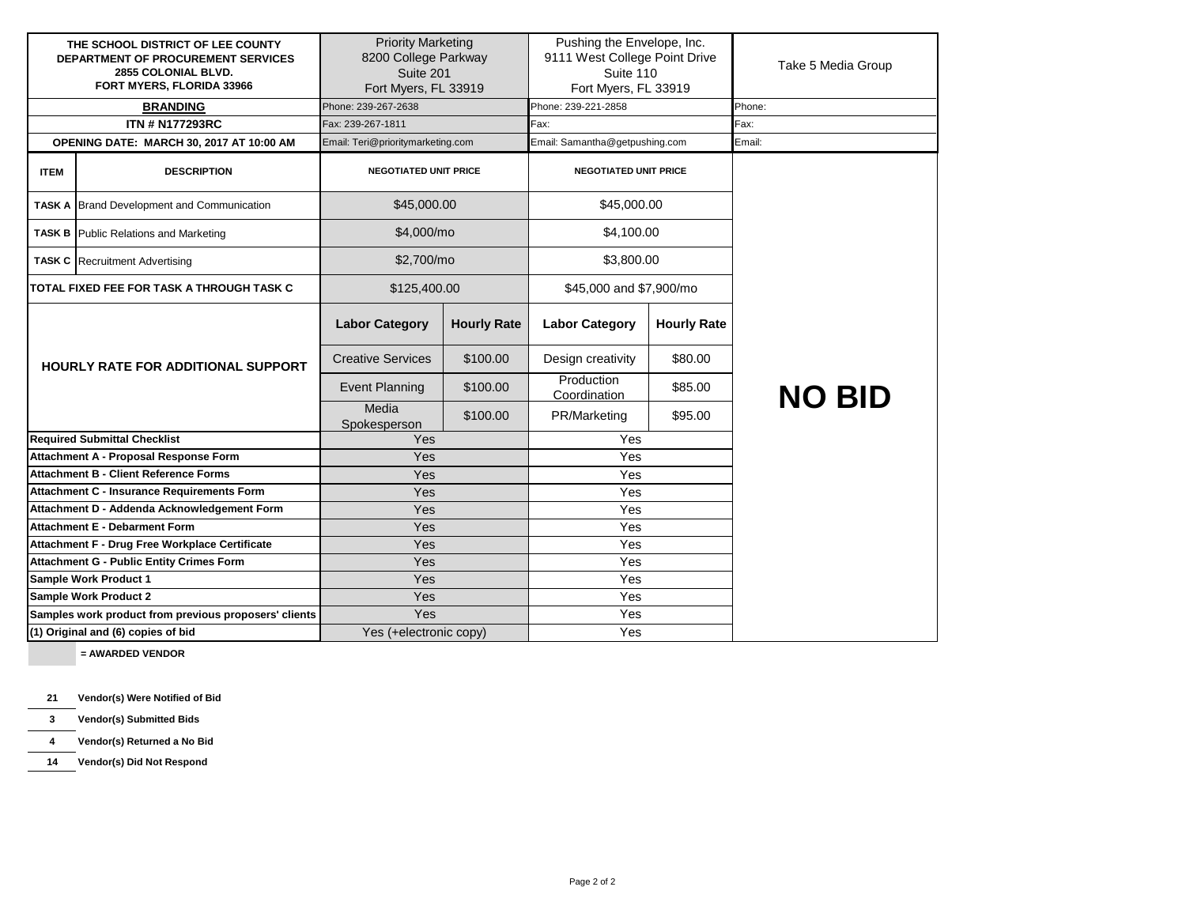| THE SCHOOL DISTRICT OF LEE COUNTY<br>DEPARTMENT OF PROCUREMENT SERVICES<br>2855 COLONIAL BLVD.<br>FORT MYERS, FLORIDA 33966 | | Priority Marketing<br>8200 College Parkway<br>Suite 201<br>Fort Myers, FL 33919 | | Pushing the Envelope, Inc.<br>9111 West College Point Drive<br>Suite 110<br>Fort Myers, FL 33919 | | Take 5 Media Group |
|---|---|---|---|---|---|---|
| **BRANDING** | | Phone: 239-267-2638 | | Phone: 239-221-2858 | | Phone: |
| **ITN # N177293RC** | | Fax: 239-267-1811 | | Fax: | | Fax: |
| **OPENING DATE: MARCH 30, 2017 AT 10:00 AM** | | Email: Teri@prioritymarketing.com | | Email: Samantha@getpushing.com | | Email: |
| **ITEM** | **DESCRIPTION** | **NEGOTIATED UNIT PRICE** | | **NEGOTIATED UNIT PRICE** | | **NO BID** |
| **TASK A** | Brand Development and Communication | $45,000.00 | | $45,000.00 | | |
| **TASK B** | Public Relations and Marketing | $4,000/mo | | $4,100.00 | | |
| **TASK C** | Recruitment Advertising | $2,700/mo | | $3,800.00 | | |
| **TOTAL FIXED FEE FOR TASK A THROUGH TASK C** | | $125,400.00 | | $45,000 and $7,900/mo | | |
| **HOURLY RATE FOR ADDITIONAL SUPPORT** | | **Labor Category** | **Hourly Rate** | **Labor Category** | **Hourly Rate** | |
| | | Creative Services | $100.00 | Design creativity | $80.00 | |
| | | Event Planning | $100.00 | Production Coordination | $85.00 | |
| | | Media Spokesperson | $100.00 | PR/Marketing | $95.00 | |
| **Required Submittal Checklist** | | Yes | | Yes | | |
| **Attachment A - Proposal Response Form** | | Yes | | Yes | | |
| **Attachment B - Client Reference Forms** | | Yes | | Yes | | |
| **Attachment C - Insurance Requirements Form** | | Yes | | Yes | | |
| **Attachment D - Addenda Acknowledgement Form** | | Yes | | Yes | | |
| **Attachment E - Debarment Form** | | Yes | | Yes | | |
| **Attachment F - Drug Free Workplace Certificate** | | Yes | | Yes | | |
| **Attachment G - Public Entity Crimes Form** | | Yes | | Yes | | |
| **Sample Work Product 1** | | Yes | | Yes | | |
| **Sample Work Product 2** | | Yes | | Yes | | |
| **Samples work product from previous proposers' clients** | | Yes | | Yes | | |
| **(1) Original and (6) copies of bid** | | Yes (+electronic copy) | | Yes | | |

**= AWARDED VENDOR**

**21** Vendor(s) Were Notified of Bid

**3** Vendor(s) Submitted Bids

**4** Vendor(s) Returned a No Bid

**14** Vendor(s) Did Not Respond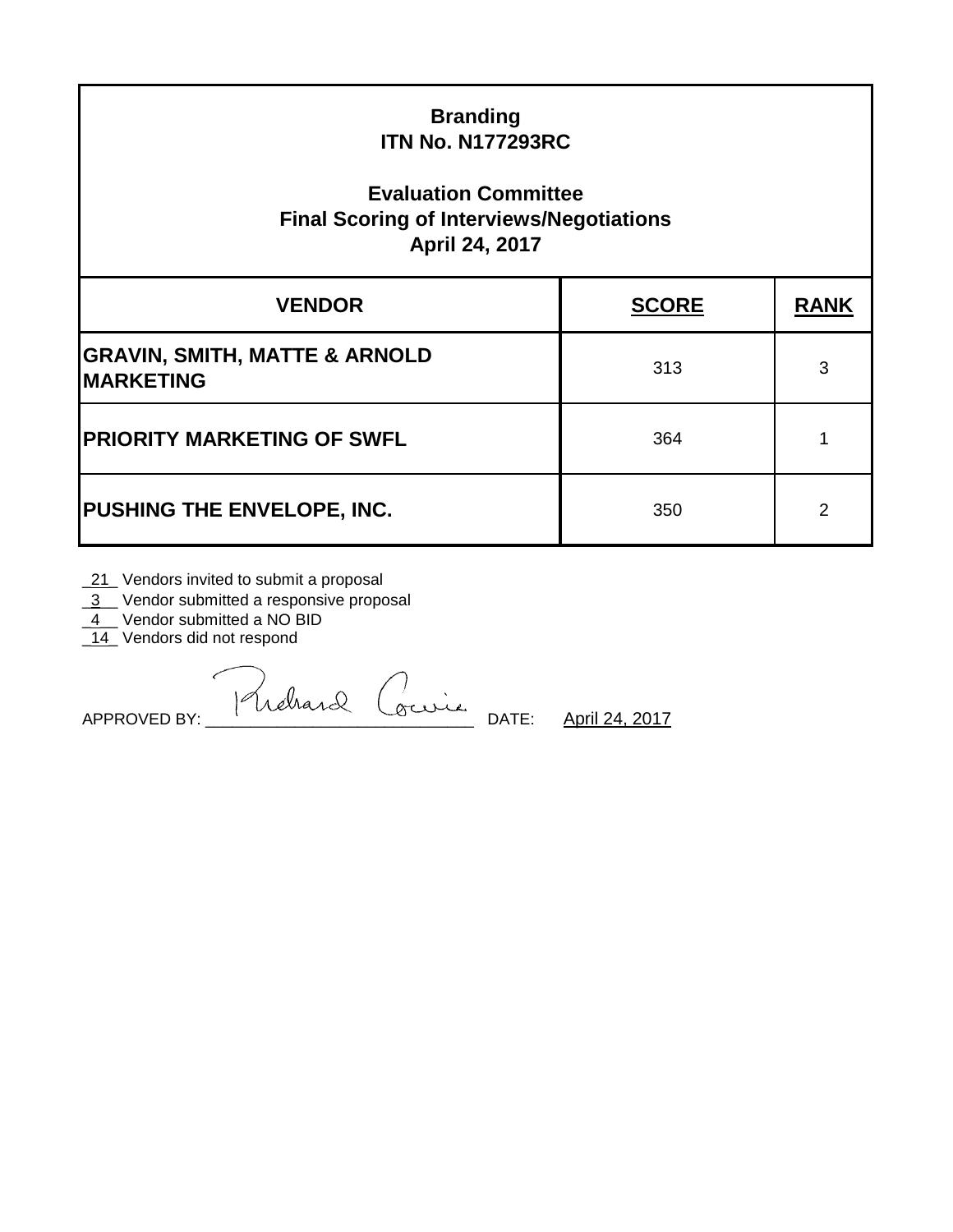**Branding**
**ITN No. N177293RC**

**Evaluation Committee**
**Final Scoring of Interviews/Negotiations**
**April 24, 2017**

| VENDOR | SCORE | RANK |
|---|---|---|
| **GRAVIN, SMITH, MATTE & ARNOLD MARKETING** | 313 | 3 |
| **PRIORITY MARKETING OF SWFL** | 364 | 1 |
| **PUSHING THE ENVELOPE, INC.** | 350 | 2 |

_21_ Vendors invited to submit a proposal
_3__ Vendor submitted a responsive proposal
_4__ Vendor submitted a NO BID
_14_ Vendors did not respond

APPROVED BY: Richard Cocuia DATE: April 24, 2017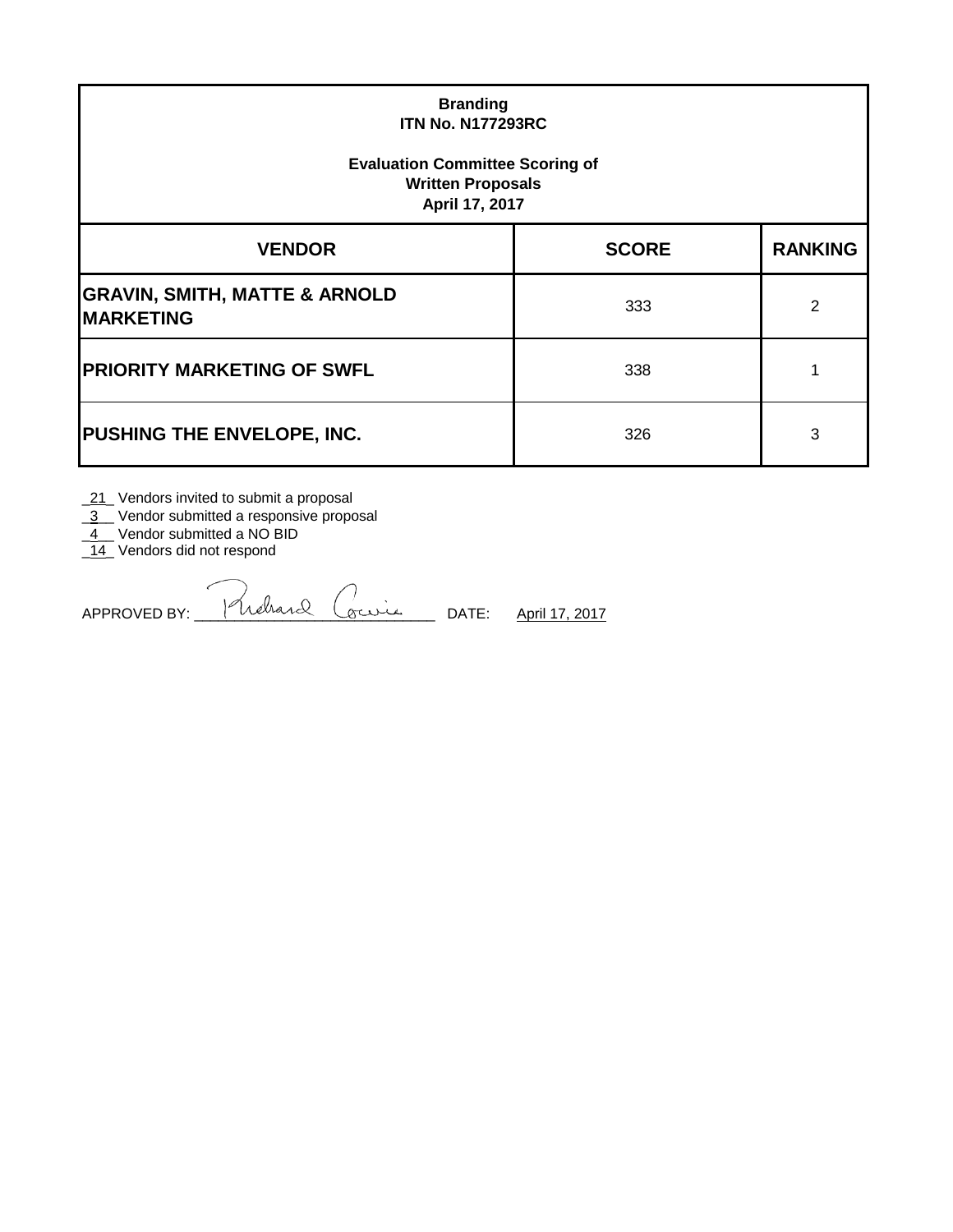**Branding**
**ITN No. N177293RC**

**Evaluation Committee Scoring of**
**Written Proposals**
**April 17, 2017**

| VENDOR | SCORE | RANKING |
|---|---|---|
| **GRAVIN, SMITH, MATTE & ARNOLD MARKETING** | 333 | 2 |
| **PRIORITY MARKETING OF SWFL** | 338 | 1 |
| **PUSHING THE ENVELOPE, INC.** | 326 | 3 |

_21_ Vendors invited to submit a proposal
_3__ Vendor submitted a responsive proposal
_4__ Vendor submitted a NO BID
_14_ Vendors did not respond

APPROVED BY: Richard Cowie DATE: April 17, 2017